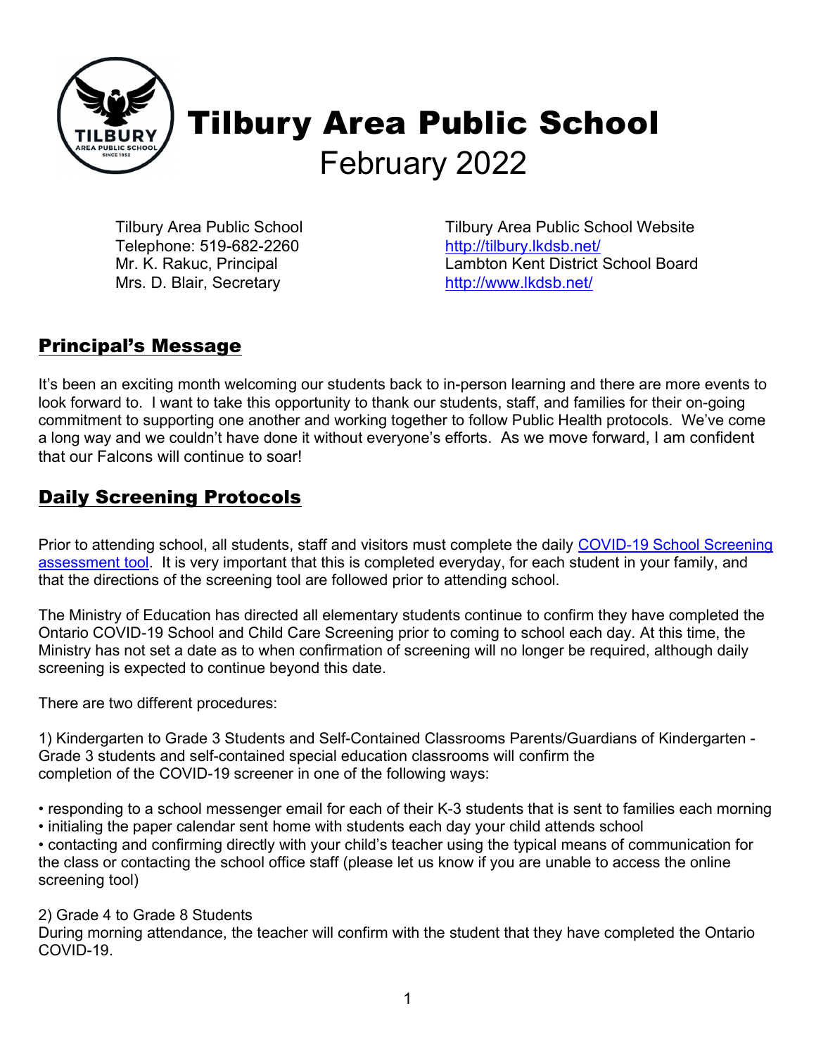# Tilbury Area Public School
February 2022

Tilbury Area Public School
Telephone: 519-682-2260
Mr. K. Rakuc, Principal
Mrs. D. Blair, Secretary

Tilbury Area Public School Website
[http://tilbury.lkdsb.net/](http://tilbury.lkdsb.net/)
Lambton Kent District School Board
[http://www.lkdsb.net/](http://www.lkdsb.net/)

## Principal's Message

It's been an exciting month welcoming our students back to in-person learning and there are more events to look forward to. I want to take this opportunity to thank our students, staff, and families for their on-going commitment to supporting one another and working together to follow Public Health protocols. We've come a long way and we couldn't have done it without everyone's efforts. As we move forward, I am confident that our Falcons will continue to soar!

## Daily Screening Protocols

Prior to attending school, all students, staff and visitors must complete the daily COVID-19 School Screening assessment tool. It is very important that this is completed everyday, for each student in your family, and that the directions of the screening tool are followed prior to attending school.

The Ministry of Education has directed all elementary students continue to confirm they have completed the Ontario COVID-19 School and Child Care Screening prior to coming to school each day. At this time, the Ministry has not set a date as to when confirmation of screening will no longer be required, although daily screening is expected to continue beyond this date.

There are two different procedures:

1) Kindergarten to Grade 3 Students and Self-Contained Classrooms Parents/Guardians of Kindergarten - Grade 3 students and self-contained special education classrooms will confirm the completion of the COVID-19 screener in one of the following ways:

- responding to a school messenger email for each of their K-3 students that is sent to families each morning
- initialing the paper calendar sent home with students each day your child attends school
- contacting and confirming directly with your child's teacher using the typical means of communication for the class or contacting the school office staff (please let us know if you are unable to access the online screening tool)

2) Grade 4 to Grade 8 Students
During morning attendance, the teacher will confirm with the student that they have completed the Ontario COVID-19.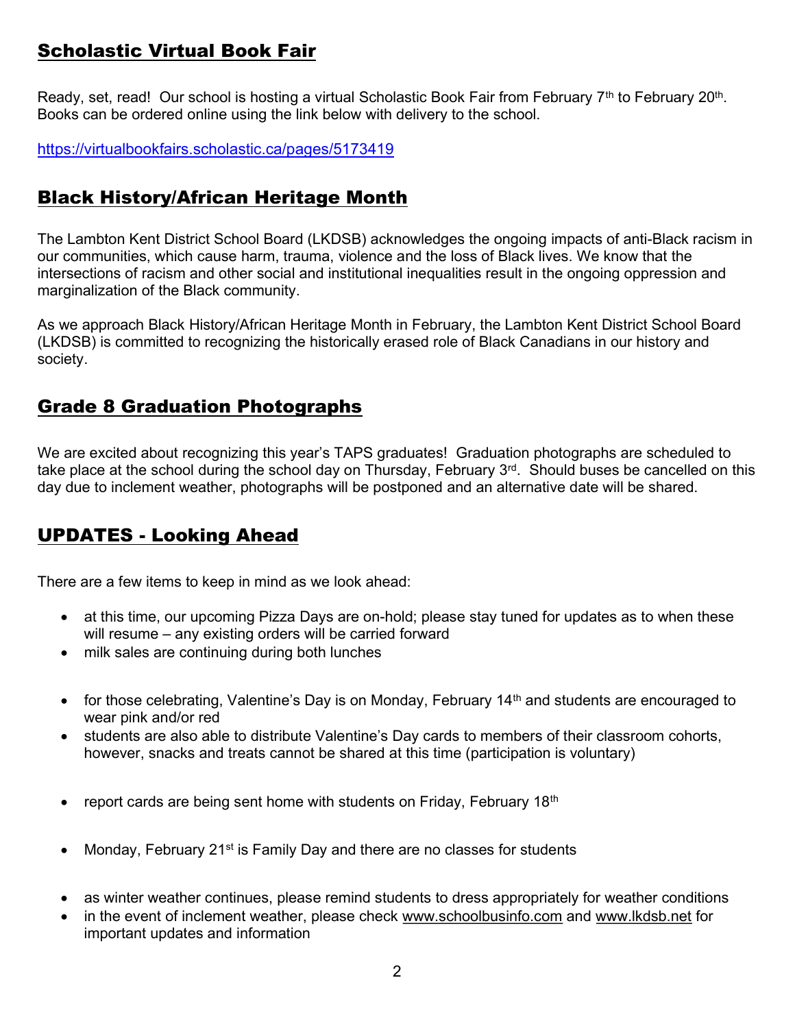## Scholastic Virtual Book Fair

Ready, set, read! Our school is hosting a virtual Scholastic Book Fair from February 7th to February 20th. Books can be ordered online using the link below with delivery to the school.

https://virtualbookfairs.scholastic.ca/pages/5173419

## Black History/African Heritage Month

The Lambton Kent District School Board (LKDSB) acknowledges the ongoing impacts of anti-Black racism in our communities, which cause harm, trauma, violence and the loss of Black lives. We know that the intersections of racism and other social and institutional inequalities result in the ongoing oppression and marginalization of the Black community.

As we approach Black History/African Heritage Month in February, the Lambton Kent District School Board (LKDSB) is committed to recognizing the historically erased role of Black Canadians in our history and society.

## Grade 8 Graduation Photographs

We are excited about recognizing this year's TAPS graduates! Graduation photographs are scheduled to take place at the school during the school day on Thursday, February 3rd. Should buses be cancelled on this day due to inclement weather, photographs will be postponed and an alternative date will be shared.

## UPDATES - Looking Ahead

There are a few items to keep in mind as we look ahead:

- at this time, our upcoming Pizza Days are on-hold; please stay tuned for updates as to when these will resume – any existing orders will be carried forward
- milk sales are continuing during both lunches

- for those celebrating, Valentine's Day is on Monday, February 14th and students are encouraged to wear pink and/or red
- students are also able to distribute Valentine's Day cards to members of their classroom cohorts, however, snacks and treats cannot be shared at this time (participation is voluntary)

- report cards are being sent home with students on Friday, February 18th

- Monday, February 21st is Family Day and there are no classes for students

- as winter weather continues, please remind students to dress appropriately for weather conditions
- in the event of inclement weather, please check www.schoolbusinfo.com and www.lkdsb.net for important updates and information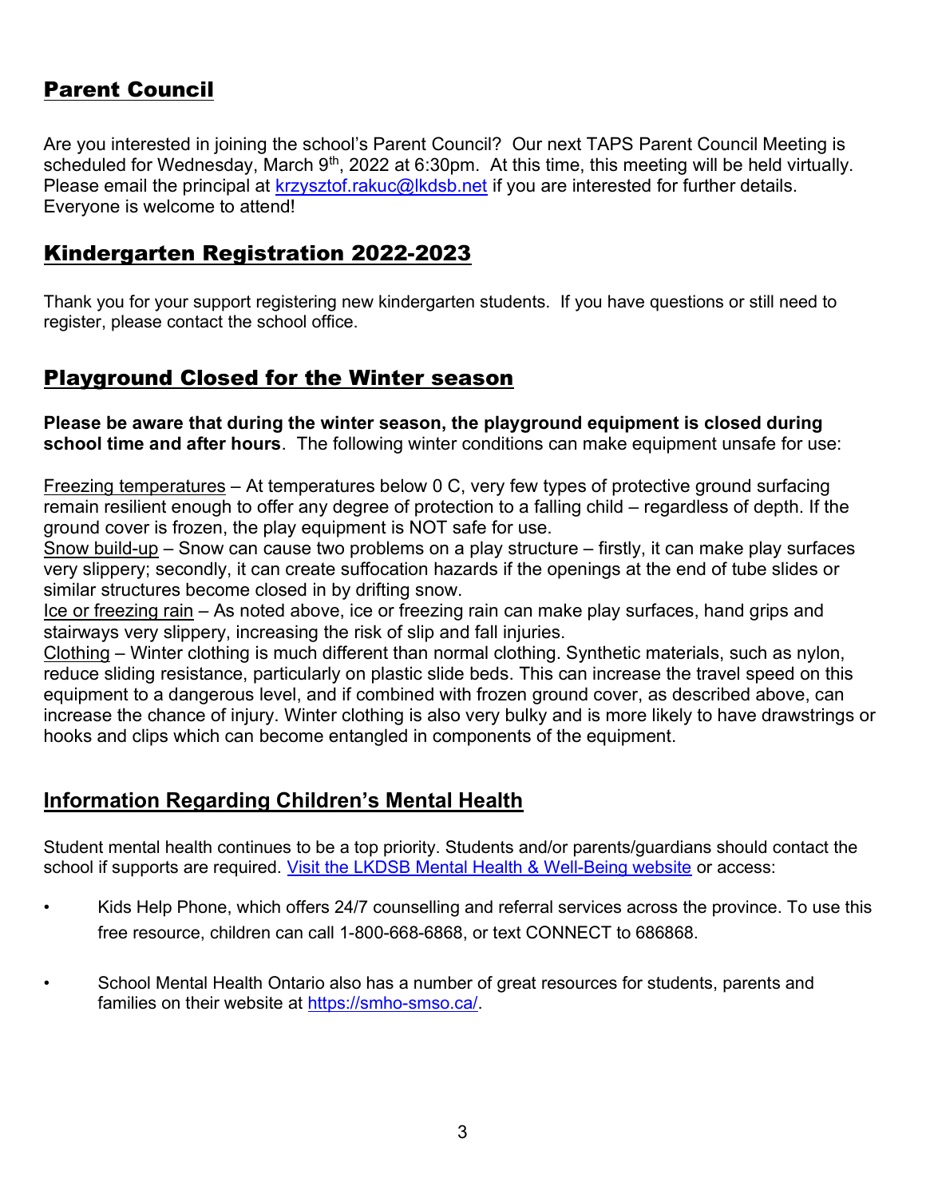## Parent Council

Are you interested in joining the school's Parent Council? Our next TAPS Parent Council Meeting is scheduled for Wednesday, March 9th, 2022 at 6:30pm. At this time, this meeting will be held virtually. Please email the principal at [krzysztof.rakuc@lkdsb.net](mailto:krzysztof.rakuc@lkdsb.net) if you are interested for further details. Everyone is welcome to attend!

## Kindergarten Registration 2022-2023

Thank you for your support registering new kindergarten students. If you have questions or still need to register, please contact the school office.

## Playground Closed for the Winter season

**Please be aware that during the winter season, the playground equipment is closed during school time and after hours**. The following winter conditions can make equipment unsafe for use:

Freezing temperatures – At temperatures below 0 C, very few types of protective ground surfacing remain resilient enough to offer any degree of protection to a falling child – regardless of depth. If the ground cover is frozen, the play equipment is NOT safe for use.
Snow build-up – Snow can cause two problems on a play structure – firstly, it can make play surfaces very slippery; secondly, it can create suffocation hazards if the openings at the end of tube slides or similar structures become closed in by drifting snow.
Ice or freezing rain – As noted above, ice or freezing rain can make play surfaces, hand grips and stairways very slippery, increasing the risk of slip and fall injuries.
Clothing – Winter clothing is much different than normal clothing. Synthetic materials, such as nylon, reduce sliding resistance, particularly on plastic slide beds. This can increase the travel speed on this equipment to a dangerous level, and if combined with frozen ground cover, as described above, can increase the chance of injury. Winter clothing is also very bulky and is more likely to have drawstrings or hooks and clips which can become entangled in components of the equipment.

## Information Regarding Children's Mental Health

Student mental health continues to be a top priority. Students and/or parents/guardians should contact the school if supports are required. Visit the LKDSB Mental Health & Well-Being website or access:

- Kids Help Phone, which offers 24/7 counselling and referral services across the province. To use this free resource, children can call 1-800-668-6868, or text CONNECT to 686868.
- School Mental Health Ontario also has a number of great resources for students, parents and families on their website at [https://smho-smso.ca/](https://smho-smso.ca/).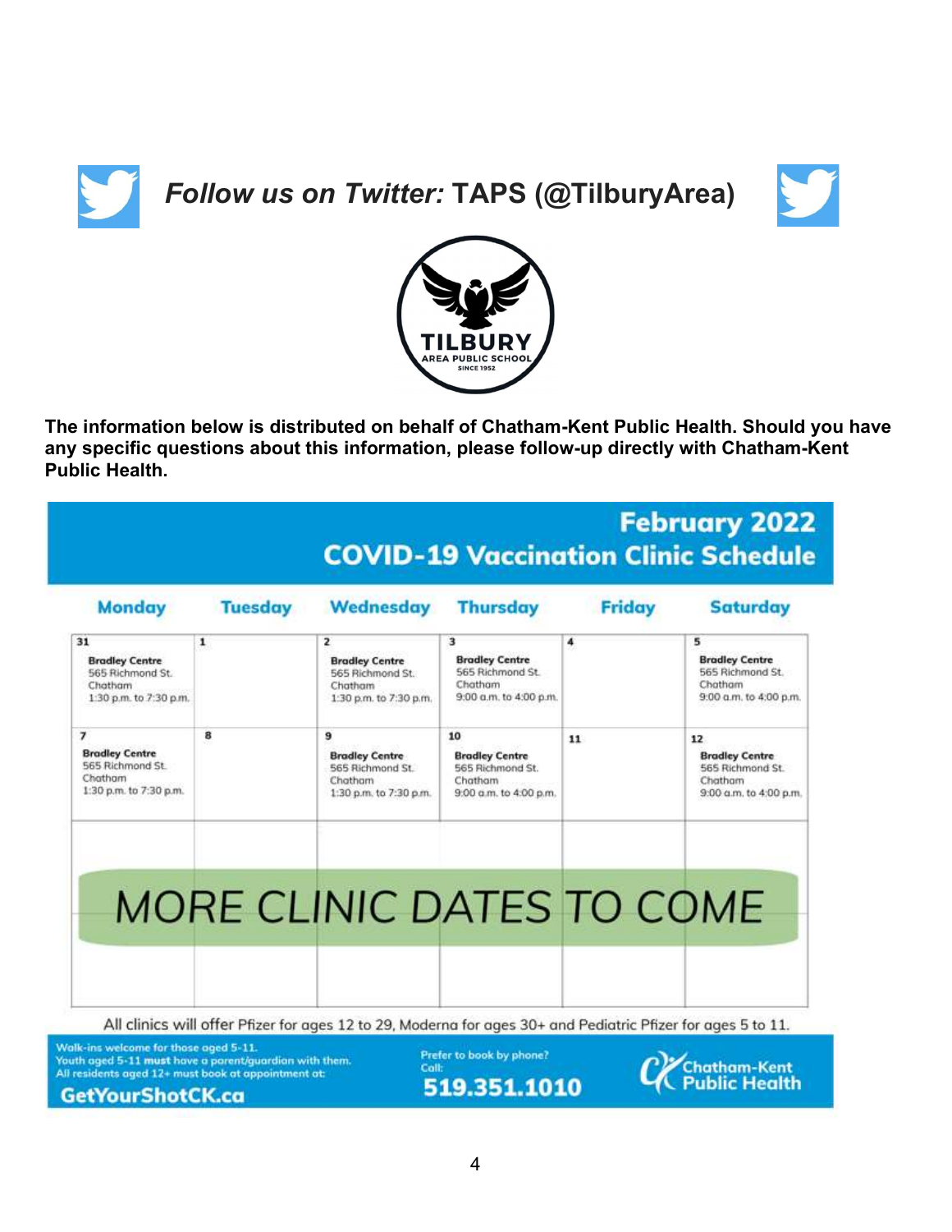*Follow us on Twitter:* **TAPS (@TilburyArea)**

TILBURY AREA PUBLIC SCHOOL SINCE 1952

**The information below is distributed on behalf of Chatham-Kent Public Health. Should you have any specific questions about this information, please follow-up directly with Chatham-Kent Public Health.**

## February 2022 COVID-19 Vaccination Clinic Schedule

| Monday | Tuesday | Wednesday | Thursday | Friday | Saturday |
|---|---|---|---|---|---|
| 31 **Bradley Centre** 565 Richmond St. Chatham 1:30 p.m. to 7:30 p.m. | 1 | 2 **Bradley Centre** 565 Richmond St. Chatham 1:30 p.m. to 7:30 p.m. | 3 **Bradley Centre** 565 Richmond St. Chatham 9:00 a.m. to 4:00 p.m. | 4 | 5 **Bradley Centre** 565 Richmond St. Chatham 9:00 a.m. to 4:00 p.m. |
| 7 **Bradley Centre** 565 Richmond St. Chatham 1:30 p.m. to 7:30 p.m. | 8 | 9 **Bradley Centre** 565 Richmond St. Chatham 1:30 p.m. to 7:30 p.m. | 10 **Bradley Centre** 565 Richmond St. Chatham 9:00 a.m. to 4:00 p.m. | 11 | 12 **Bradley Centre** 565 Richmond St. Chatham 9:00 a.m. to 4:00 p.m. |

MORE CLINIC DATES TO COME

All clinics will offer Pfizer for ages 12 to 29, Moderna for ages 30+ and Pediatric Pfizer for ages 5 to 11.

Walk-ins welcome for those aged 5-11.
Youth aged 5-11 **must** have a parent/guardian with them.
All residents aged 12+ must book at appointment at:
**GetYourShotCK.ca**

Prefer to book by phone?
Call:
**519.351.1010**

Chatham-Kent Public Health